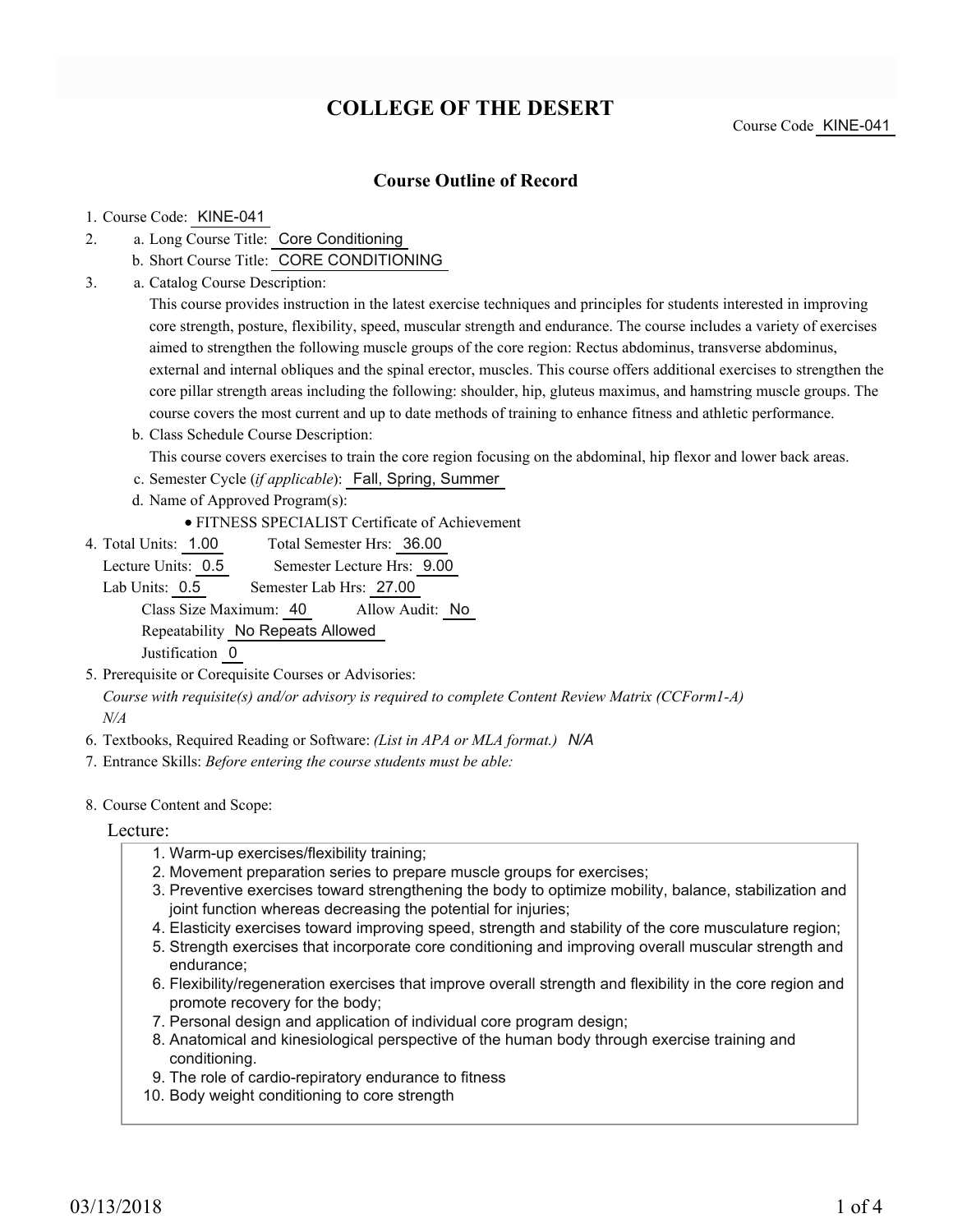# COLLEGE OF THE DESERT

Course Code KINE-041

## Course Outline of Record

1. Course Code: KINE-041
2. a. Long Course Title: Core Conditioning
   b. Short Course Title: CORE CONDITIONING
3. a. Catalog Course Description:
   This course provides instruction in the latest exercise techniques and principles for students interested in improving core strength, posture, flexibility, speed, muscular strength and endurance. The course includes a variety of exercises aimed to strengthen the following muscle groups of the core region: Rectus abdominus, transverse abdominus, external and internal obliques and the spinal erector, muscles. This course offers additional exercises to strengthen the core pillar strength areas including the following: shoulder, hip, gluteus maximus, and hamstring muscle groups. The course covers the most current and up to date methods of training to enhance fitness and athletic performance.
   b. Class Schedule Course Description:
   This course covers exercises to train the core region focusing on the abdominal, hip flexor and lower back areas.
   c. Semester Cycle (*if applicable*): Fall, Spring, Summer
   d. Name of Approved Program(s):
   - FITNESS SPECIALIST Certificate of Achievement
4. Total Units: 1.00 Total Semester Hrs: 36.00
   Lecture Units: 0.5 Semester Lecture Hrs: 9.00
   Lab Units: 0.5 Semester Lab Hrs: 27.00
   Class Size Maximum: 40 Allow Audit: No
   Repeatability No Repeats Allowed
   Justification 0
5. Prerequisite or Corequisite Courses or Advisories:
   *Course with requisite(s) and/or advisory is required to complete Content Review Matrix (CCForm1-A)*
   *N/A*
6. Textbooks, Required Reading or Software: *(List in APA or MLA format.)* *N/A*
7. Entrance Skills: *Before entering the course students must be able:*
8. Course Content and Scope:

Lecture:

1. Warm-up exercises/flexibility training;
2. Movement preparation series to prepare muscle groups for exercises;
3. Preventive exercises toward strengthening the body to optimize mobility, balance, stabilization and joint function whereas decreasing the potential for injuries;
4. Elasticity exercises toward improving speed, strength and stability of the core musculature region;
5. Strength exercises that incorporate core conditioning and improving overall muscular strength and endurance;
6. Flexibility/regeneration exercises that improve overall strength and flexibility in the core region and promote recovery for the body;
7. Personal design and application of individual core program design;
8. Anatomical and kinesiological perspective of the human body through exercise training and conditioning.
9. The role of cardio-repiratory endurance to fitness
10. Body weight conditioning to core strength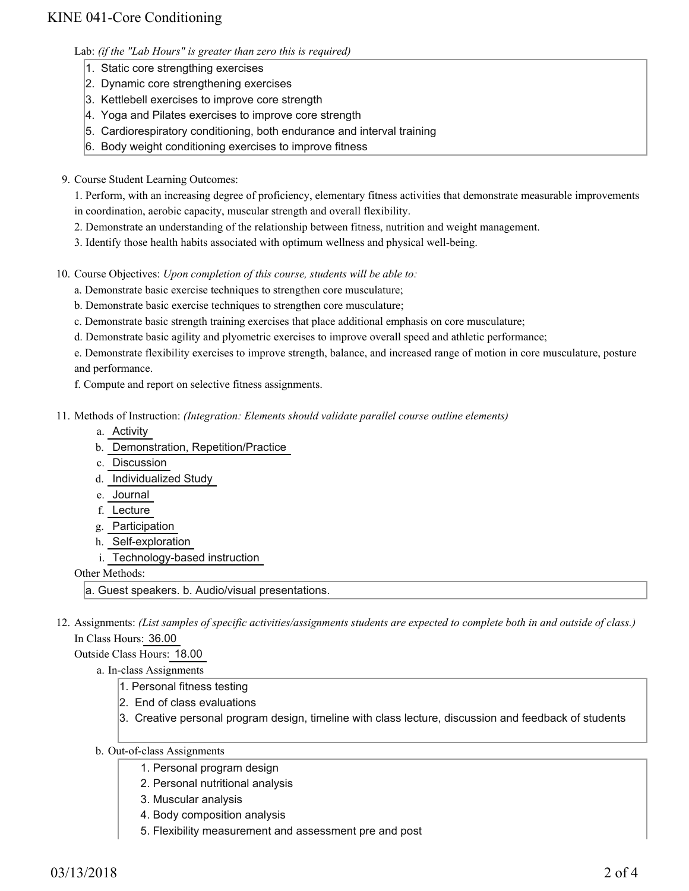Lab: *(if the "Lab Hours" is greater than zero this is required)*

1. Static core strengthing exercises
2. Dynamic core strengthening exercises
3. Kettlebell exercises to improve core strength
4. Yoga and Pilates exercises to improve core strength
5. Cardiorespiratory conditioning, both endurance and interval training
6. Body weight conditioning exercises to improve fitness

9. Course Student Learning Outcomes:

   1. Perform, with an increasing degree of proficiency, elementary fitness activities that demonstrate measurable improvements in coordination, aerobic capacity, muscular strength and overall flexibility.

   2. Demonstrate an understanding of the relationship between fitness, nutrition and weight management.

   3. Identify those health habits associated with optimum wellness and physical well-being.

10. Course Objectives: *Upon completion of this course, students will be able to:*

    a. Demonstrate basic exercise techniques to strengthen core musculature;

    b. Demonstrate basic exercise techniques to strengthen core musculature;

    c. Demonstrate basic strength training exercises that place additional emphasis on core musculature;

    d. Demonstrate basic agility and plyometric exercises to improve overall speed and athletic performance;

    e. Demonstrate flexibility exercises to improve strength, balance, and increased range of motion in core musculature, posture and performance.

    f. Compute and report on selective fitness assignments.

11. Methods of Instruction: *(Integration: Elements should validate parallel course outline elements)*

    a. Activity
    b. Demonstration, Repetition/Practice
    c. Discussion
    d. Individualized Study
    e. Journal
    f. Lecture
    g. Participation
    h. Self-exploration
    i. Technology-based instruction

    Other Methods:

    a. Guest speakers. b. Audio/visual presentations.

12. Assignments: *(List samples of specific activities/assignments students are expected to complete both in and outside of class.)*

    In Class Hours: 36.00

    Outside Class Hours: 18.00

    a. In-class Assignments

       1. Personal fitness testing
       2. End of class evaluations
       3. Creative personal program design, timeline with class lecture, discussion and feedback of students

    b. Out-of-class Assignments

       1. Personal program design
       2. Personal nutritional analysis
       3. Muscular analysis
       4. Body composition analysis
       5. Flexibility measurement and assessment pre and post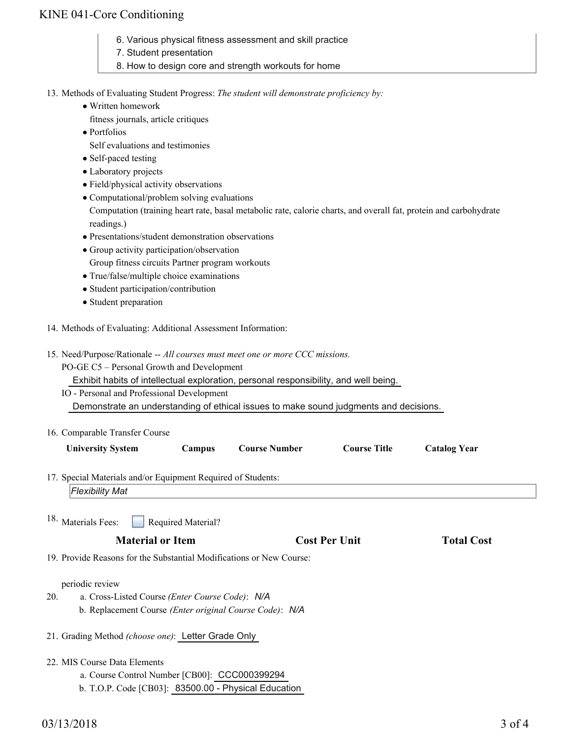6. Various physical fitness assessment and skill practice
7. Student presentation
8. How to design core and strength workouts for home

13. Methods of Evaluating Student Progress: *The student will demonstrate proficiency by:*
    - Written homework
      fitness journals, article critiques
    - Portfolios
      Self evaluations and testimonies
    - Self-paced testing
    - Laboratory projects
    - Field/physical activity observations
    - Computational/problem solving evaluations
      Computation (training heart rate, basal metabolic rate, calorie charts, and overall fat, protein and carbohydrate readings.)
    - Presentations/student demonstration observations
    - Group activity participation/observation
      Group fitness circuits Partner program workouts
    - True/false/multiple choice examinations
    - Student participation/contribution
    - Student preparation

14. Methods of Evaluating: Additional Assessment Information:

15. Need/Purpose/Rationale -- *All courses must meet one or more CCC missions.*
    PO-GE C5 – Personal Growth and Development
    Exhibit habits of intellectual exploration, personal responsibility, and well being.
    IO - Personal and Professional Development
    Demonstrate an understanding of ethical issues to make sound judgments and decisions.

16. Comparable Transfer Course

| University System | Campus | Course Number | Course Title | Catalog Year |
|---|---|---|---|---|

17. Special Materials and/or Equipment Required of Students:
    *Flexibility Mat*

18. Materials Fees: ☐ Required Material?

| Material or Item | Cost Per Unit | Total Cost |
|---|---|---|

19. Provide Reasons for the Substantial Modifications or New Course:

    periodic review

20. a. Cross-Listed Course *(Enter Course Code)*: *N/A*
    b. Replacement Course *(Enter original Course Code)*: *N/A*

21. Grading Method *(choose one)*: Letter Grade Only

22. MIS Course Data Elements
    a. Course Control Number [CB00]: CCC000399294
    b. T.O.P. Code [CB03]: 83500.00 - Physical Education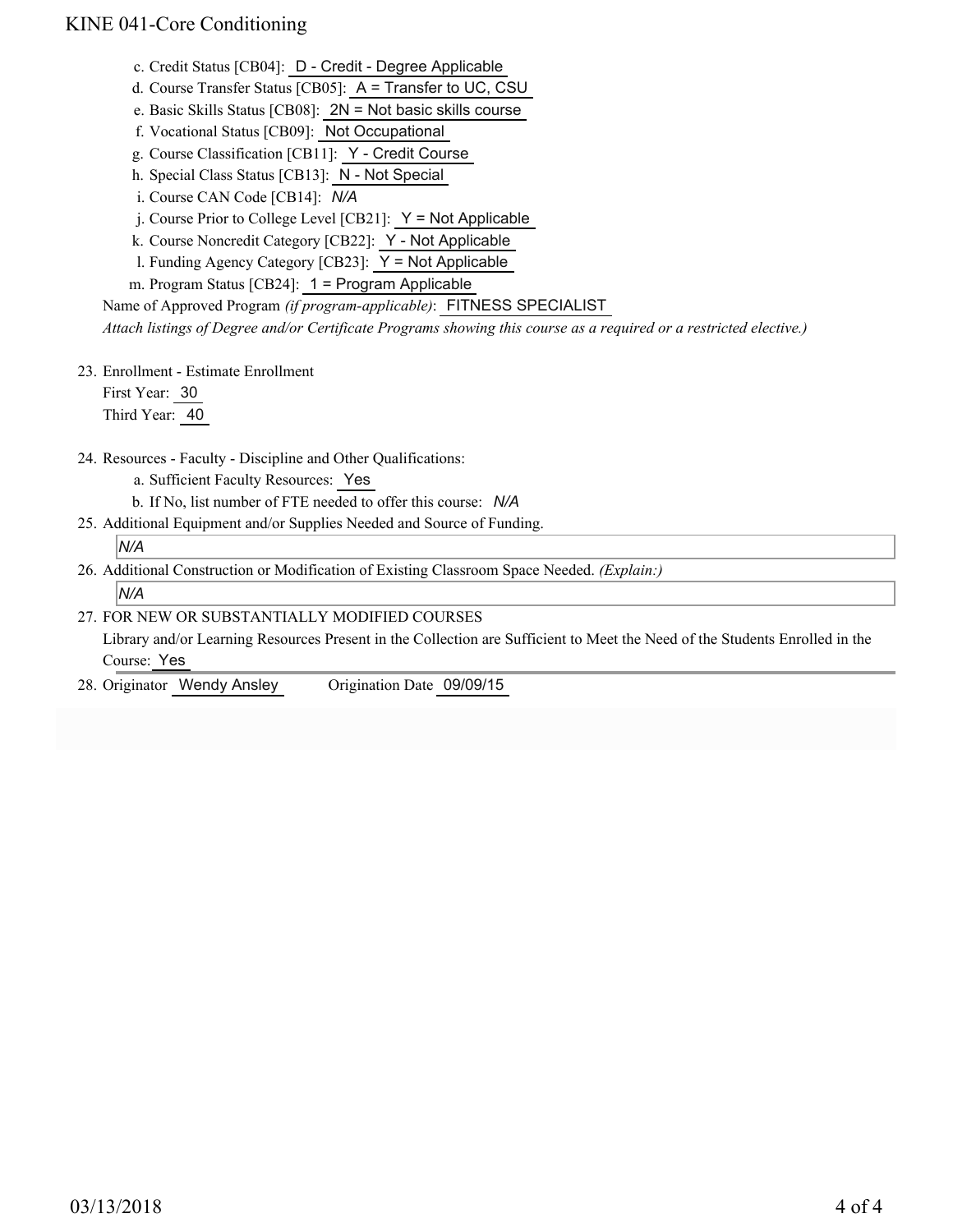c. Credit Status [CB04]: D - Credit - Degree Applicable
d. Course Transfer Status [CB05]: A = Transfer to UC, CSU
e. Basic Skills Status [CB08]: 2N = Not basic skills course
f. Vocational Status [CB09]: Not Occupational
g. Course Classification [CB11]: Y - Credit Course
h. Special Class Status [CB13]: N - Not Special
i. Course CAN Code [CB14]: *N/A*
j. Course Prior to College Level [CB21]: Y = Not Applicable
k. Course Noncredit Category [CB22]: Y - Not Applicable
l. Funding Agency Category [CB23]: Y = Not Applicable
m. Program Status [CB24]: 1 = Program Applicable

Name of Approved Program *(if program-applicable)*: FITNESS SPECIALIST

*Attach listings of Degree and/or Certificate Programs showing this course as a required or a restricted elective.)*

23. Enrollment - Estimate Enrollment
    First Year: 30
    Third Year: 40

24. Resources - Faculty - Discipline and Other Qualifications:
    a. Sufficient Faculty Resources: Yes
    b. If No, list number of FTE needed to offer this course: *N/A*

25. Additional Equipment and/or Supplies Needed and Source of Funding.
    *N/A*

26. Additional Construction or Modification of Existing Classroom Space Needed. *(Explain:)*
    *N/A*

27. FOR NEW OR SUBSTANTIALLY MODIFIED COURSES
    Library and/or Learning Resources Present in the Collection are Sufficient to Meet the Need of the Students Enrolled in the Course: Yes

28. Originator Wendy Ansley Origination Date 09/09/15